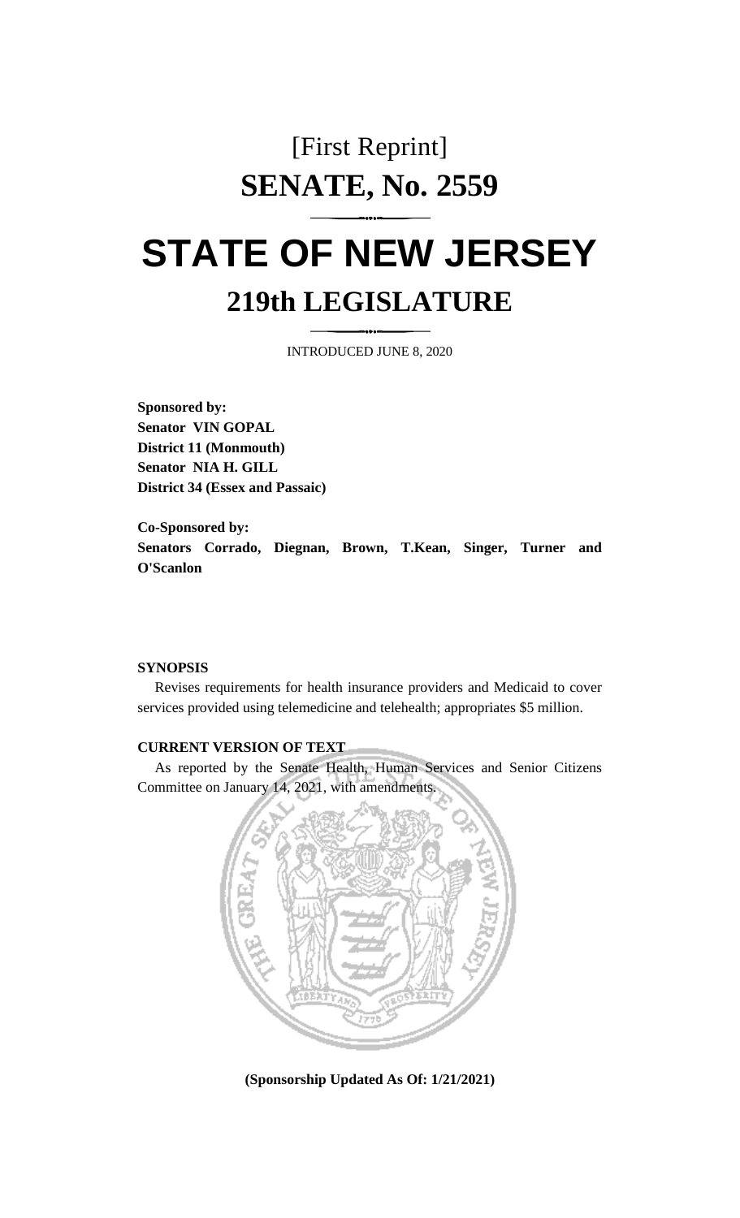[First Reprint]

# SENATE, No. 2559

# STATE OF NEW JERSEY

## 219th LEGISLATURE

INTRODUCED JUNE 8, 2020

**Sponsored by:**
**Senator VIN GOPAL**
**District 11 (Monmouth)**
**Senator NIA H. GILL**
**District 34 (Essex and Passaic)**

**Co-Sponsored by:**
**Senators Corrado, Diegnan, Brown, T.Kean, Singer, Turner and O'Scanlon**

**SYNOPSIS**

Revises requirements for health insurance providers and Medicaid to cover services provided using telemedicine and telehealth; appropriates $5 million.

**CURRENT VERSION OF TEXT**

As reported by the Senate Health, Human Services and Senior Citizens Committee on January 14, 2021, with amendments.

**(Sponsorship Updated As Of: 1/21/2021)**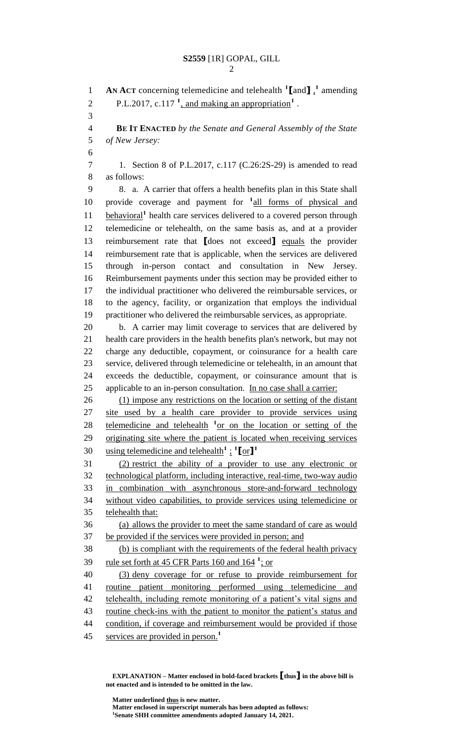**AN ACT** concerning telemedicine and telehealth [1]【and】[1], amending P.L.2017, c.117 [1], and making an appropriation[1].

**BE IT ENACTED** *by the Senate and General Assembly of the State of New Jersey:*

1. Section 8 of P.L.2017, c.117 (C.26:2S-29) is amended to read as follows:

8. a. A carrier that offers a health benefits plan in this State shall provide coverage and payment for [1]all forms of physical and behavioral[1] health care services delivered to a covered person through telemedicine or telehealth, on the same basis as, and at a provider reimbursement rate that 【does not exceed】 equals the provider reimbursement rate that is applicable, when the services are delivered through in-person contact and consultation in New Jersey. Reimbursement payments under this section may be provided either to the individual practitioner who delivered the reimbursable services, or to the agency, facility, or organization that employs the individual practitioner who delivered the reimbursable services, as appropriate.

b. A carrier may limit coverage to services that are delivered by health care providers in the health benefits plan's network, but may not charge any deductible, copayment, or coinsurance for a health care service, delivered through telemedicine or telehealth, in an amount that exceeds the deductible, copayment, or coinsurance amount that is applicable to an in-person consultation. In no case shall a carrier:

(1) impose any restrictions on the location or setting of the distant site used by a health care provider to provide services using telemedicine and telehealth [1]or on the location or setting of the originating site where the patient is located when receiving services using telemedicine and telehealth[1]; [1]【or】[1]

(2) restrict the ability of a provider to use any electronic or technological platform, including interactive, real-time, two-way audio in combination with asynchronous store-and-forward technology without video capabilities, to provide services using telemedicine or telehealth that:

(a) allows the provider to meet the same standard of care as would be provided if the services were provided in person; and

(b) is compliant with the requirements of the federal health privacy rule set forth at 45 CFR Parts 160 and 164 [1]; or

(3) deny coverage for or refuse to provide reimbursement for routine patient monitoring performed using telemedicine and telehealth, including remote monitoring of a patient's vital signs and routine check-ins with the patient to monitor the patient's status and condition, if coverage and reimbursement would be provided if those services are provided in person.[1]

**EXPLANATION – Matter enclosed in bold-faced brackets 【thus】 in the above bill is not enacted and is intended to be omitted in the law.**

**Matter underlined thus is new matter.**
**Matter enclosed in superscript numerals has been adopted as follows:**
**[1]Senate SHH committee amendments adopted January 14, 2021.**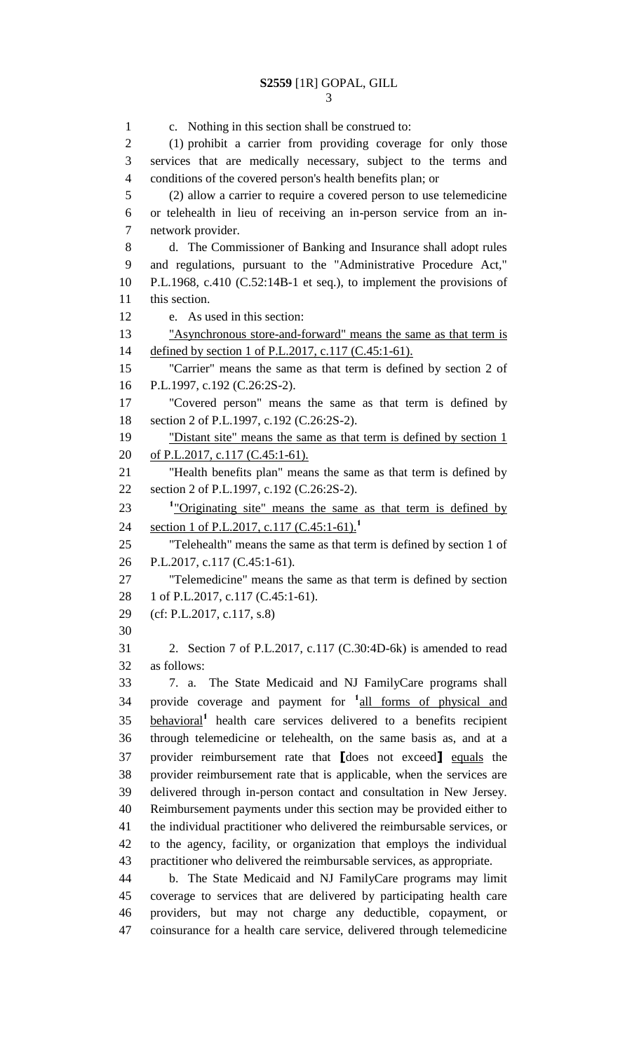c. Nothing in this section shall be construed to:

(1) prohibit a carrier from providing coverage for only those services that are medically necessary, subject to the terms and conditions of the covered person's health benefits plan; or

(2) allow a carrier to require a covered person to use telemedicine or telehealth in lieu of receiving an in-person service from an in-network provider.

d. The Commissioner of Banking and Insurance shall adopt rules and regulations, pursuant to the "Administrative Procedure Act," P.L.1968, c.410 (C.52:14B-1 et seq.), to implement the provisions of this section.

e. As used in this section:

"Asynchronous store-and-forward" means the same as that term is defined by section 1 of P.L.2017, c.117 (C.45:1-61).

"Carrier" means the same as that term is defined by section 2 of P.L.1997, c.192 (C.26:2S-2).

"Covered person" means the same as that term is defined by section 2 of P.L.1997, c.192 (C.26:2S-2).

"Distant site" means the same as that term is defined by section 1 of P.L.2017, c.117 (C.45:1-61).

"Health benefits plan" means the same as that term is defined by section 2 of P.L.1997, c.192 (C.26:2S-2).

[1]"Originating site" means the same as that term is defined by section 1 of P.L.2017, c.117 (C.45:1-61).[1]

"Telehealth" means the same as that term is defined by section 1 of P.L.2017, c.117 (C.45:1-61).

"Telemedicine" means the same as that term is defined by section 1 of P.L.2017, c.117 (C.45:1-61).

(cf: P.L.2017, c.117, s.8)

2. Section 7 of P.L.2017, c.117 (C.30:4D-6k) is amended to read as follows:

7. a. The State Medicaid and NJ FamilyCare programs shall provide coverage and payment for [1]all forms of physical and behavioral[1] health care services delivered to a benefits recipient through telemedicine or telehealth, on the same basis as, and at a provider reimbursement rate that [does not exceed] equals the provider reimbursement rate that is applicable, when the services are delivered through in-person contact and consultation in New Jersey. Reimbursement payments under this section may be provided either to the individual practitioner who delivered the reimbursable services, or to the agency, facility, or organization that employs the individual practitioner who delivered the reimbursable services, as appropriate.

b. The State Medicaid and NJ FamilyCare programs may limit coverage to services that are delivered by participating health care providers, but may not charge any deductible, copayment, or coinsurance for a health care service, delivered through telemedicine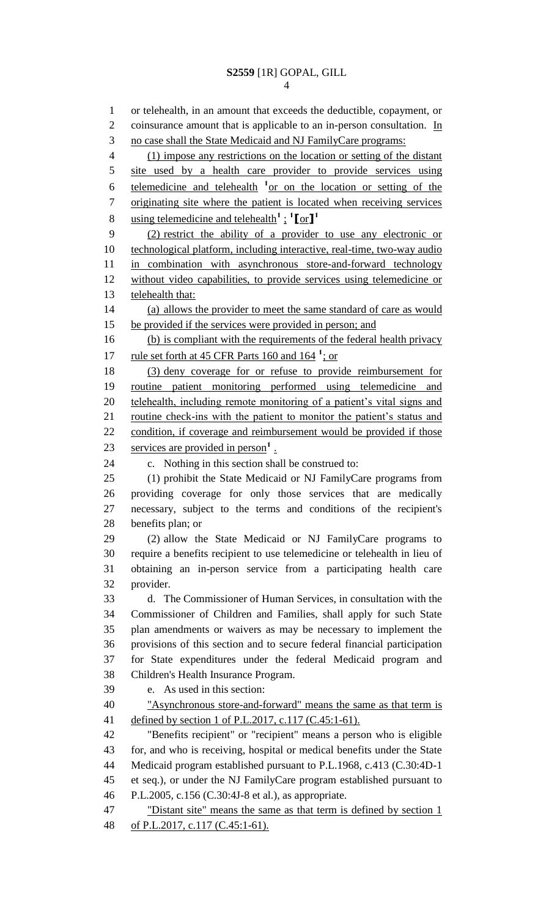or telehealth, in an amount that exceeds the deductible, copayment, or coinsurance amount that is applicable to an in-person consultation. In no case shall the State Medicaid and NJ FamilyCare programs:

(1) impose any restrictions on the location or setting of the distant site used by a health care provider to provide services using telemedicine and telehealth [1]or on the location or setting of the originating site where the patient is located when receiving services using telemedicine and telehealth[1] ; [1][or][1]

(2) restrict the ability of a provider to use any electronic or technological platform, including interactive, real-time, two-way audio in combination with asynchronous store-and-forward technology without video capabilities, to provide services using telemedicine or telehealth that:

(a) allows the provider to meet the same standard of care as would be provided if the services were provided in person; and

(b) is compliant with the requirements of the federal health privacy rule set forth at 45 CFR Parts 160 and 164 [1]; or

(3) deny coverage for or refuse to provide reimbursement for routine patient monitoring performed using telemedicine and telehealth, including remote monitoring of a patient's vital signs and routine check-ins with the patient to monitor the patient's status and condition, if coverage and reimbursement would be provided if those services are provided in person[1] .

c. Nothing in this section shall be construed to:

(1) prohibit the State Medicaid or NJ FamilyCare programs from providing coverage for only those services that are medically necessary, subject to the terms and conditions of the recipient's benefits plan; or

(2) allow the State Medicaid or NJ FamilyCare programs to require a benefits recipient to use telemedicine or telehealth in lieu of obtaining an in-person service from a participating health care provider.

d. The Commissioner of Human Services, in consultation with the Commissioner of Children and Families, shall apply for such State plan amendments or waivers as may be necessary to implement the provisions of this section and to secure federal financial participation for State expenditures under the federal Medicaid program and Children's Health Insurance Program.

e. As used in this section:

"Asynchronous store-and-forward" means the same as that term is defined by section 1 of P.L.2017, c.117 (C.45:1-61).

"Benefits recipient" or "recipient" means a person who is eligible for, and who is receiving, hospital or medical benefits under the State Medicaid program established pursuant to P.L.1968, c.413 (C.30:4D-1 et seq.), or under the NJ FamilyCare program established pursuant to P.L.2005, c.156 (C.30:4J-8 et al.), as appropriate.

"Distant site" means the same as that term is defined by section 1 of P.L.2017, c.117 (C.45:1-61).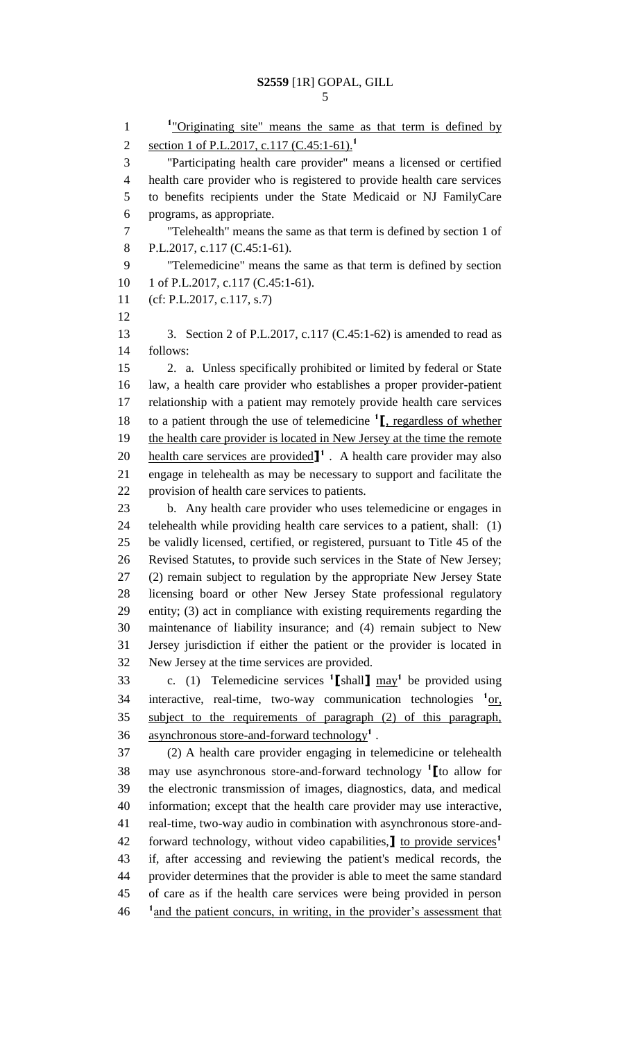[1]"Originating site" means the same as that term is defined by section 1 of P.L.2017, c.117 (C.45:1-61).[1]

"Participating health care provider" means a licensed or certified health care provider who is registered to provide health care services to benefits recipients under the State Medicaid or NJ FamilyCare programs, as appropriate.

"Telehealth" means the same as that term is defined by section 1 of P.L.2017, c.117 (C.45:1-61).

"Telemedicine" means the same as that term is defined by section 1 of P.L.2017, c.117 (C.45:1-61).

(cf: P.L.2017, c.117, s.7)

3. Section 2 of P.L.2017, c.117 (C.45:1-62) is amended to read as follows:

2. a. Unless specifically prohibited or limited by federal or State law, a health care provider who establishes a proper provider-patient relationship with a patient may remotely provide health care services to a patient through the use of telemedicine [1]⟦, regardless of whether the health care provider is located in New Jersey at the time the remote health care services are provided⟧[1] . A health care provider may also engage in telehealth as may be necessary to support and facilitate the provision of health care services to patients.

b. Any health care provider who uses telemedicine or engages in telehealth while providing health care services to a patient, shall: (1) be validly licensed, certified, or registered, pursuant to Title 45 of the Revised Statutes, to provide such services in the State of New Jersey; (2) remain subject to regulation by the appropriate New Jersey State licensing board or other New Jersey State professional regulatory entity; (3) act in compliance with existing requirements regarding the maintenance of liability insurance; and (4) remain subject to New Jersey jurisdiction if either the patient or the provider is located in New Jersey at the time services are provided.

c. (1) Telemedicine services [1]⟦shall⟧ may[1] be provided using interactive, real-time, two-way communication technologies [1]or, subject to the requirements of paragraph (2) of this paragraph, asynchronous store-and-forward technology[1] .

(2) A health care provider engaging in telemedicine or telehealth may use asynchronous store-and-forward technology [1]⟦to allow for the electronic transmission of images, diagnostics, data, and medical information; except that the health care provider may use interactive, real-time, two-way audio in combination with asynchronous store-and-forward technology, without video capabilities,⟧ to provide services[1] if, after accessing and reviewing the patient's medical records, the provider determines that the provider is able to meet the same standard of care as if the health care services were being provided in person [1]and the patient concurs, in writing, in the provider's assessment that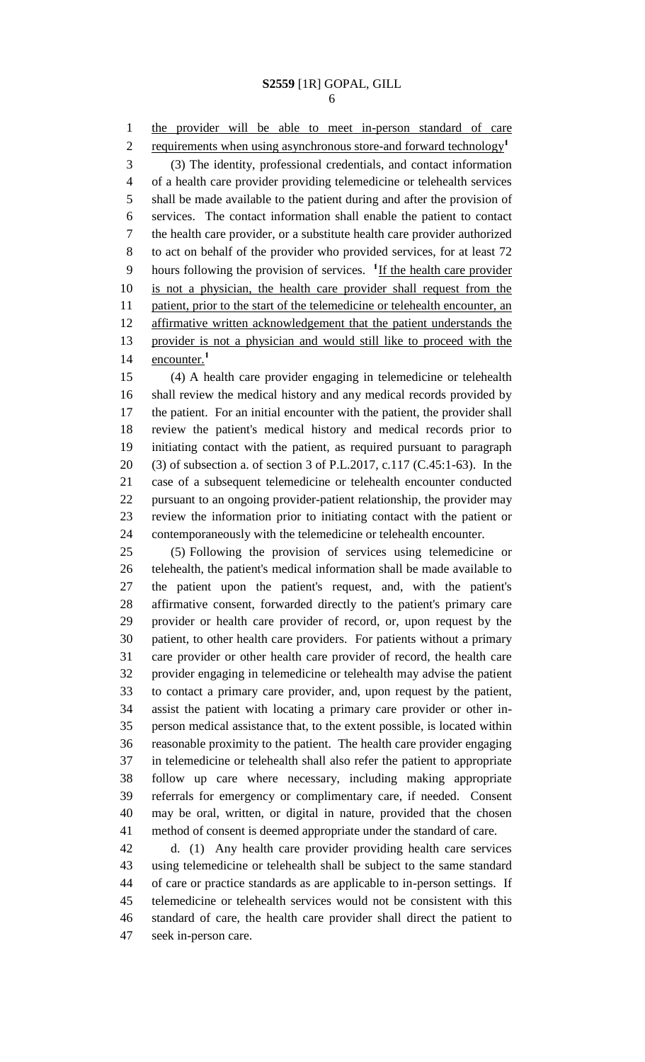the provider will be able to meet in-person standard of care requirements when using asynchronous store-and forward technology[1]

(3) The identity, professional credentials, and contact information of a health care provider providing telemedicine or telehealth services shall be made available to the patient during and after the provision of services. The contact information shall enable the patient to contact the health care provider, or a substitute health care provider authorized to act on behalf of the provider who provided services, for at least 72 hours following the provision of services. [1]If the health care provider is not a physician, the health care provider shall request from the patient, prior to the start of the telemedicine or telehealth encounter, an affirmative written acknowledgement that the patient understands the provider is not a physician and would still like to proceed with the encounter.[1]

(4) A health care provider engaging in telemedicine or telehealth shall review the medical history and any medical records provided by the patient. For an initial encounter with the patient, the provider shall review the patient's medical history and medical records prior to initiating contact with the patient, as required pursuant to paragraph (3) of subsection a. of section 3 of P.L.2017, c.117 (C.45:1-63). In the case of a subsequent telemedicine or telehealth encounter conducted pursuant to an ongoing provider-patient relationship, the provider may review the information prior to initiating contact with the patient or contemporaneously with the telemedicine or telehealth encounter.

(5) Following the provision of services using telemedicine or telehealth, the patient's medical information shall be made available to the patient upon the patient's request, and, with the patient's affirmative consent, forwarded directly to the patient's primary care provider or health care provider of record, or, upon request by the patient, to other health care providers. For patients without a primary care provider or other health care provider of record, the health care provider engaging in telemedicine or telehealth may advise the patient to contact a primary care provider, and, upon request by the patient, assist the patient with locating a primary care provider or other in-person medical assistance that, to the extent possible, is located within reasonable proximity to the patient. The health care provider engaging in telemedicine or telehealth shall also refer the patient to appropriate follow up care where necessary, including making appropriate referrals for emergency or complimentary care, if needed. Consent may be oral, written, or digital in nature, provided that the chosen method of consent is deemed appropriate under the standard of care.

d. (1) Any health care provider providing health care services using telemedicine or telehealth shall be subject to the same standard of care or practice standards as are applicable to in-person settings. If telemedicine or telehealth services would not be consistent with this standard of care, the health care provider shall direct the patient to seek in-person care.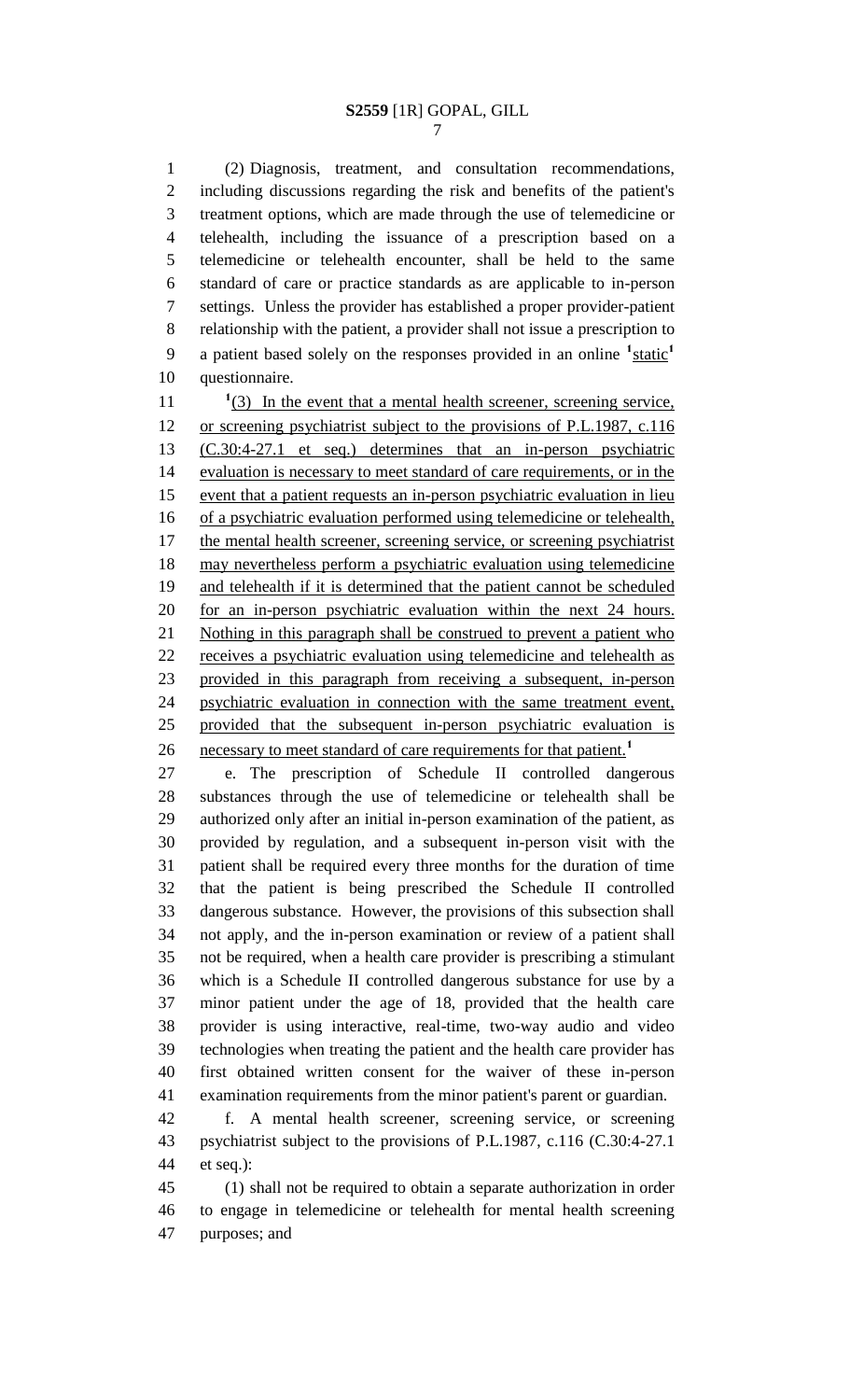(2) Diagnosis, treatment, and consultation recommendations, including discussions regarding the risk and benefits of the patient's treatment options, which are made through the use of telemedicine or telehealth, including the issuance of a prescription based on a telemedicine or telehealth encounter, shall be held to the same standard of care or practice standards as are applicable to in-person settings. Unless the provider has established a proper provider-patient relationship with the patient, a provider shall not issue a prescription to a patient based solely on the responses provided in an online [1]static[1] questionnaire.

[1](3) In the event that a mental health screener, screening service, or screening psychiatrist subject to the provisions of P.L.1987, c.116 (C.30:4-27.1 et seq.) determines that an in-person psychiatric evaluation is necessary to meet standard of care requirements, or in the event that a patient requests an in-person psychiatric evaluation in lieu of a psychiatric evaluation performed using telemedicine or telehealth, the mental health screener, screening service, or screening psychiatrist may nevertheless perform a psychiatric evaluation using telemedicine and telehealth if it is determined that the patient cannot be scheduled for an in-person psychiatric evaluation within the next 24 hours. Nothing in this paragraph shall be construed to prevent a patient who receives a psychiatric evaluation using telemedicine and telehealth as provided in this paragraph from receiving a subsequent, in-person psychiatric evaluation in connection with the same treatment event, provided that the subsequent in-person psychiatric evaluation is necessary to meet standard of care requirements for that patient.[1]

e. The prescription of Schedule II controlled dangerous substances through the use of telemedicine or telehealth shall be authorized only after an initial in-person examination of the patient, as provided by regulation, and a subsequent in-person visit with the patient shall be required every three months for the duration of time that the patient is being prescribed the Schedule II controlled dangerous substance. However, the provisions of this subsection shall not apply, and the in-person examination or review of a patient shall not be required, when a health care provider is prescribing a stimulant which is a Schedule II controlled dangerous substance for use by a minor patient under the age of 18, provided that the health care provider is using interactive, real-time, two-way audio and video technologies when treating the patient and the health care provider has first obtained written consent for the waiver of these in-person examination requirements from the minor patient's parent or guardian.

f. A mental health screener, screening service, or screening psychiatrist subject to the provisions of P.L.1987, c.116 (C.30:4-27.1 et seq.):

(1) shall not be required to obtain a separate authorization in order to engage in telemedicine or telehealth for mental health screening purposes; and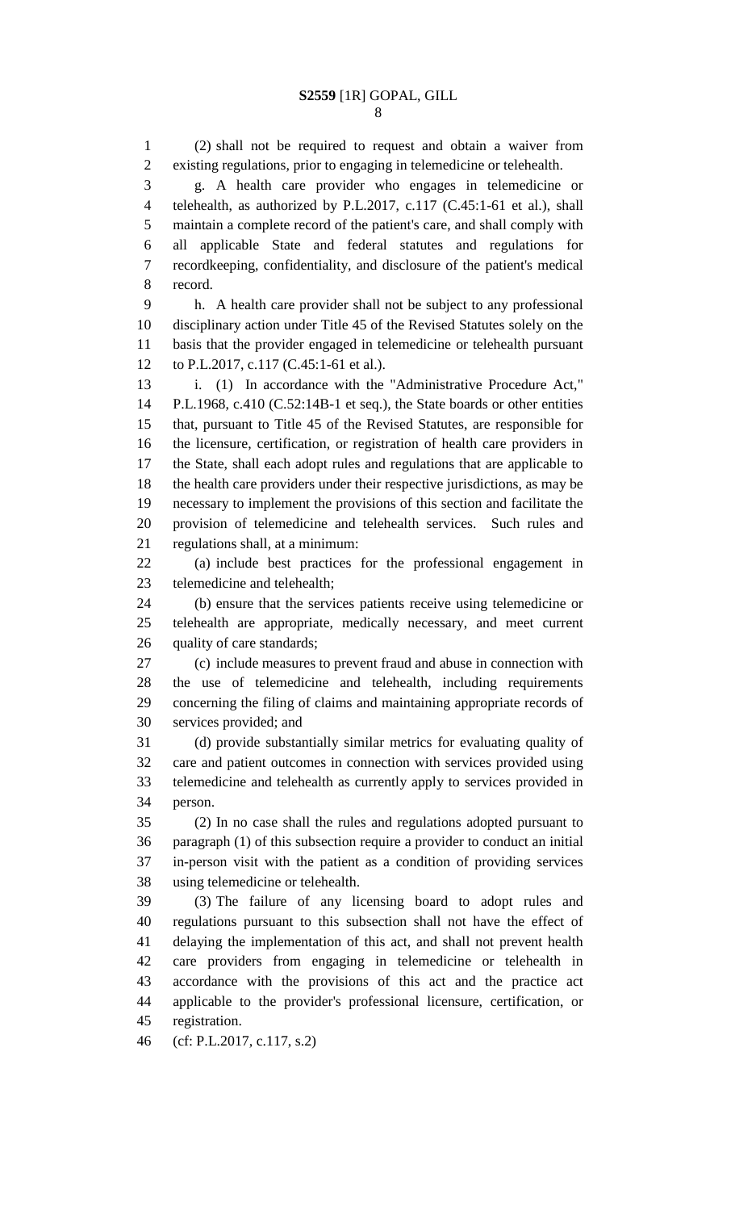(2) shall not be required to request and obtain a waiver from existing regulations, prior to engaging in telemedicine or telehealth.

g. A health care provider who engages in telemedicine or telehealth, as authorized by P.L.2017, c.117 (C.45:1-61 et al.), shall maintain a complete record of the patient's care, and shall comply with all applicable State and federal statutes and regulations for recordkeeping, confidentiality, and disclosure of the patient's medical record.

h. A health care provider shall not be subject to any professional disciplinary action under Title 45 of the Revised Statutes solely on the basis that the provider engaged in telemedicine or telehealth pursuant to P.L.2017, c.117 (C.45:1-61 et al.).

i. (1) In accordance with the "Administrative Procedure Act," P.L.1968, c.410 (C.52:14B-1 et seq.), the State boards or other entities that, pursuant to Title 45 of the Revised Statutes, are responsible for the licensure, certification, or registration of health care providers in the State, shall each adopt rules and regulations that are applicable to the health care providers under their respective jurisdictions, as may be necessary to implement the provisions of this section and facilitate the provision of telemedicine and telehealth services. Such rules and regulations shall, at a minimum:

(a) include best practices for the professional engagement in telemedicine and telehealth;

(b) ensure that the services patients receive using telemedicine or telehealth are appropriate, medically necessary, and meet current quality of care standards;

(c) include measures to prevent fraud and abuse in connection with the use of telemedicine and telehealth, including requirements concerning the filing of claims and maintaining appropriate records of services provided; and

(d) provide substantially similar metrics for evaluating quality of care and patient outcomes in connection with services provided using telemedicine and telehealth as currently apply to services provided in person.

(2) In no case shall the rules and regulations adopted pursuant to paragraph (1) of this subsection require a provider to conduct an initial in-person visit with the patient as a condition of providing services using telemedicine or telehealth.

(3) The failure of any licensing board to adopt rules and regulations pursuant to this subsection shall not have the effect of delaying the implementation of this act, and shall not prevent health care providers from engaging in telemedicine or telehealth in accordance with the provisions of this act and the practice act applicable to the provider's professional licensure, certification, or registration.

(cf: P.L.2017, c.117, s.2)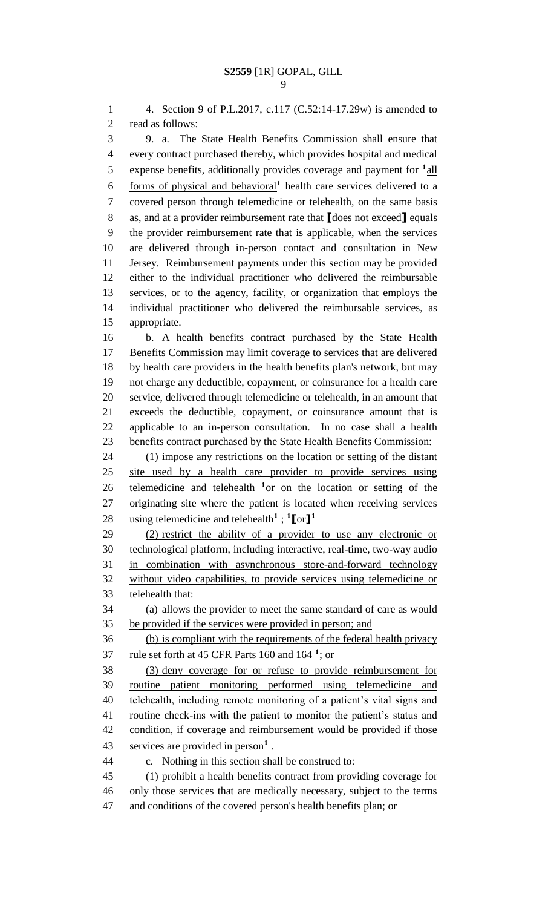4. Section 9 of P.L.2017, c.117 (C.52:14-17.29w) is amended to read as follows:

9. a. The State Health Benefits Commission shall ensure that every contract purchased thereby, which provides hospital and medical expense benefits, additionally provides coverage and payment for [1]all forms of physical and behavioral[1] health care services delivered to a covered person through telemedicine or telehealth, on the same basis as, and at a provider reimbursement rate that [does not exceed] equals the provider reimbursement rate that is applicable, when the services are delivered through in-person contact and consultation in New Jersey. Reimbursement payments under this section may be provided either to the individual practitioner who delivered the reimbursable services, or to the agency, facility, or organization that employs the individual practitioner who delivered the reimbursable services, as appropriate.

b. A health benefits contract purchased by the State Health Benefits Commission may limit coverage to services that are delivered by health care providers in the health benefits plan's network, but may not charge any deductible, copayment, or coinsurance for a health care service, delivered through telemedicine or telehealth, in an amount that exceeds the deductible, copayment, or coinsurance amount that is applicable to an in-person consultation. In no case shall a health benefits contract purchased by the State Health Benefits Commission:

(1) impose any restrictions on the location or setting of the distant site used by a health care provider to provide services using telemedicine and telehealth [1]or on the location or setting of the originating site where the patient is located when receiving services using telemedicine and telehealth[1] ; [1][or][1]

(2) restrict the ability of a provider to use any electronic or technological platform, including interactive, real-time, two-way audio in combination with asynchronous store-and-forward technology without video capabilities, to provide services using telemedicine or telehealth that:

(a) allows the provider to meet the same standard of care as would be provided if the services were provided in person; and

(b) is compliant with the requirements of the federal health privacy rule set forth at 45 CFR Parts 160 and 164 [1]; or

(3) deny coverage for or refuse to provide reimbursement for routine patient monitoring performed using telemedicine and telehealth, including remote monitoring of a patient's vital signs and routine check-ins with the patient to monitor the patient's status and condition, if coverage and reimbursement would be provided if those services are provided in person[1] .

c. Nothing in this section shall be construed to:

(1) prohibit a health benefits contract from providing coverage for only those services that are medically necessary, subject to the terms and conditions of the covered person's health benefits plan; or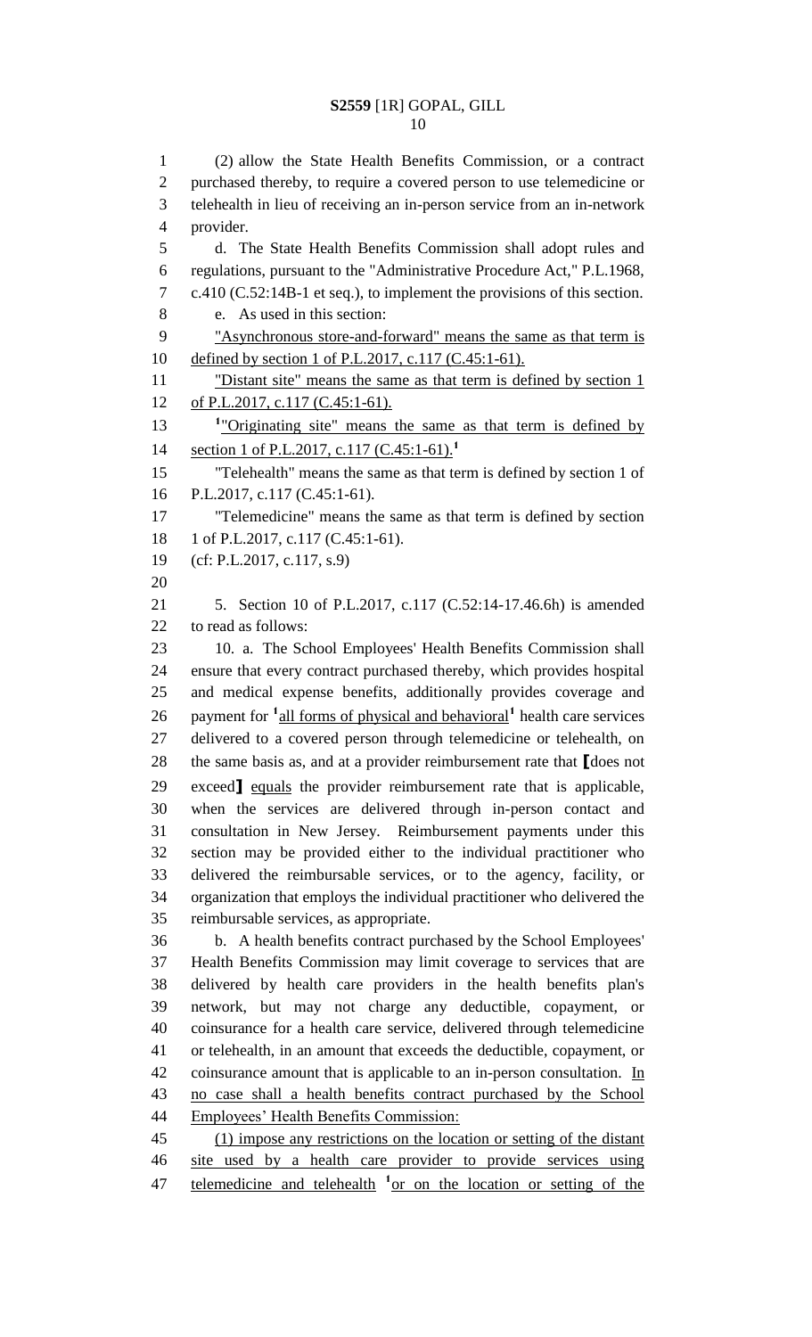(2) allow the State Health Benefits Commission, or a contract purchased thereby, to require a covered person to use telemedicine or telehealth in lieu of receiving an in-person service from an in-network provider.

d. The State Health Benefits Commission shall adopt rules and regulations, pursuant to the "Administrative Procedure Act," P.L.1968, c.410 (C.52:14B-1 et seq.), to implement the provisions of this section.

e. As used in this section:

"Asynchronous store-and-forward" means the same as that term is defined by section 1 of P.L.2017, c.117 (C.45:1-61).

"Distant site" means the same as that term is defined by section 1 of P.L.2017, c.117 (C.45:1-61).

[1]"Originating site" means the same as that term is defined by section 1 of P.L.2017, c.117 (C.45:1-61).[1]

"Telehealth" means the same as that term is defined by section 1 of P.L.2017, c.117 (C.45:1-61).

"Telemedicine" means the same as that term is defined by section 1 of P.L.2017, c.117 (C.45:1-61).

(cf: P.L.2017, c.117, s.9)

5. Section 10 of P.L.2017, c.117 (C.52:14-17.46.6h) is amended to read as follows:

10. a. The School Employees' Health Benefits Commission shall ensure that every contract purchased thereby, which provides hospital and medical expense benefits, additionally provides coverage and payment for [1]all forms of physical and behavioral[1] health care services delivered to a covered person through telemedicine or telehealth, on the same basis as, and at a provider reimbursement rate that [does not exceed] equals the provider reimbursement rate that is applicable, when the services are delivered through in-person contact and consultation in New Jersey. Reimbursement payments under this section may be provided either to the individual practitioner who delivered the reimbursable services, or to the agency, facility, or organization that employs the individual practitioner who delivered the reimbursable services, as appropriate.

b. A health benefits contract purchased by the School Employees' Health Benefits Commission may limit coverage to services that are delivered by health care providers in the health benefits plan's network, but may not charge any deductible, copayment, or coinsurance for a health care service, delivered through telemedicine or telehealth, in an amount that exceeds the deductible, copayment, or coinsurance amount that is applicable to an in-person consultation. In no case shall a health benefits contract purchased by the School Employees' Health Benefits Commission:

(1) impose any restrictions on the location or setting of the distant site used by a health care provider to provide services using telemedicine and telehealth [1]or on the location or setting of the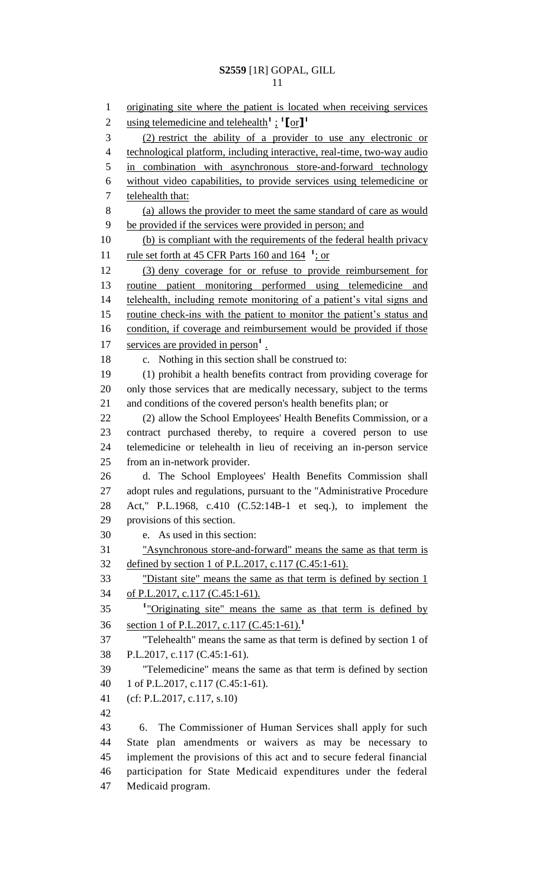originating site where the patient is located when receiving services using telemedicine and telehealth[1] ; [1][or][1]

(2) restrict the ability of a provider to use any electronic or technological platform, including interactive, real-time, two-way audio in combination with asynchronous store-and-forward technology without video capabilities, to provide services using telemedicine or telehealth that:

(a) allows the provider to meet the same standard of care as would be provided if the services were provided in person; and

(b) is compliant with the requirements of the federal health privacy rule set forth at 45 CFR Parts 160 and 164 [1]; or

(3) deny coverage for or refuse to provide reimbursement for routine patient monitoring performed using telemedicine and telehealth, including remote monitoring of a patient's vital signs and routine check-ins with the patient to monitor the patient's status and condition, if coverage and reimbursement would be provided if those services are provided in person[1] .

c. Nothing in this section shall be construed to:

(1) prohibit a health benefits contract from providing coverage for only those services that are medically necessary, subject to the terms and conditions of the covered person's health benefits plan; or

(2) allow the School Employees' Health Benefits Commission, or a contract purchased thereby, to require a covered person to use telemedicine or telehealth in lieu of receiving an in-person service from an in-network provider.

d. The School Employees' Health Benefits Commission shall adopt rules and regulations, pursuant to the "Administrative Procedure Act," P.L.1968, c.410 (C.52:14B-1 et seq.), to implement the provisions of this section.

e. As used in this section:

"Asynchronous store-and-forward" means the same as that term is defined by section 1 of P.L.2017, c.117 (C.45:1-61).

"Distant site" means the same as that term is defined by section 1 of P.L.2017, c.117 (C.45:1-61).

[1]"Originating site" means the same as that term is defined by section 1 of P.L.2017, c.117 (C.45:1-61).[1]

"Telehealth" means the same as that term is defined by section 1 of P.L.2017, c.117 (C.45:1-61).

"Telemedicine" means the same as that term is defined by section 1 of P.L.2017, c.117 (C.45:1-61).

(cf: P.L.2017, c.117, s.10)

6. The Commissioner of Human Services shall apply for such State plan amendments or waivers as may be necessary to implement the provisions of this act and to secure federal financial participation for State Medicaid expenditures under the federal Medicaid program.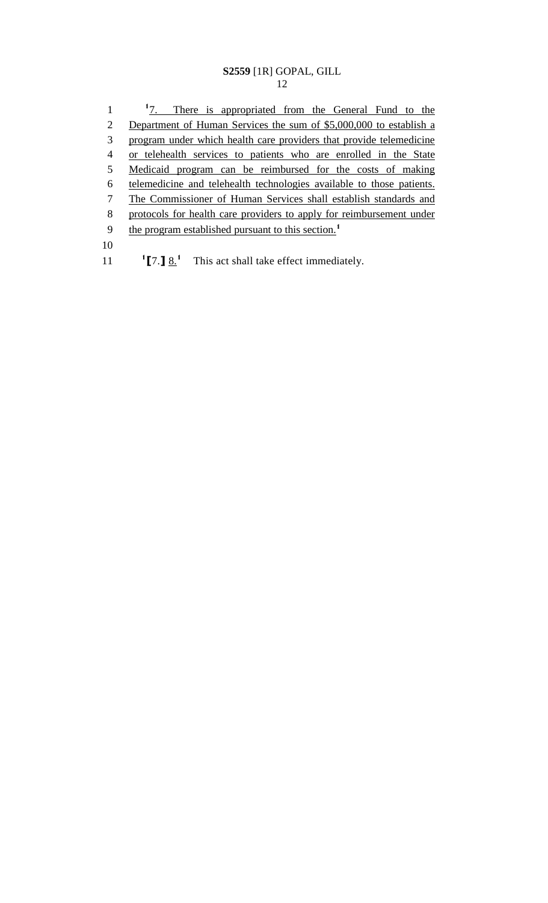[1]7. There is appropriated from the General Fund to the Department of Human Services the sum of $5,000,000 to establish a program under which health care providers that provide telemedicine or telehealth services to patients who are enrolled in the State Medicaid program can be reimbursed for the costs of making telemedicine and telehealth technologies available to those patients. The Commissioner of Human Services shall establish standards and protocols for health care providers to apply for reimbursement under the program established pursuant to this section.[1]

[1][7.] 8.[1] This act shall take effect immediately.